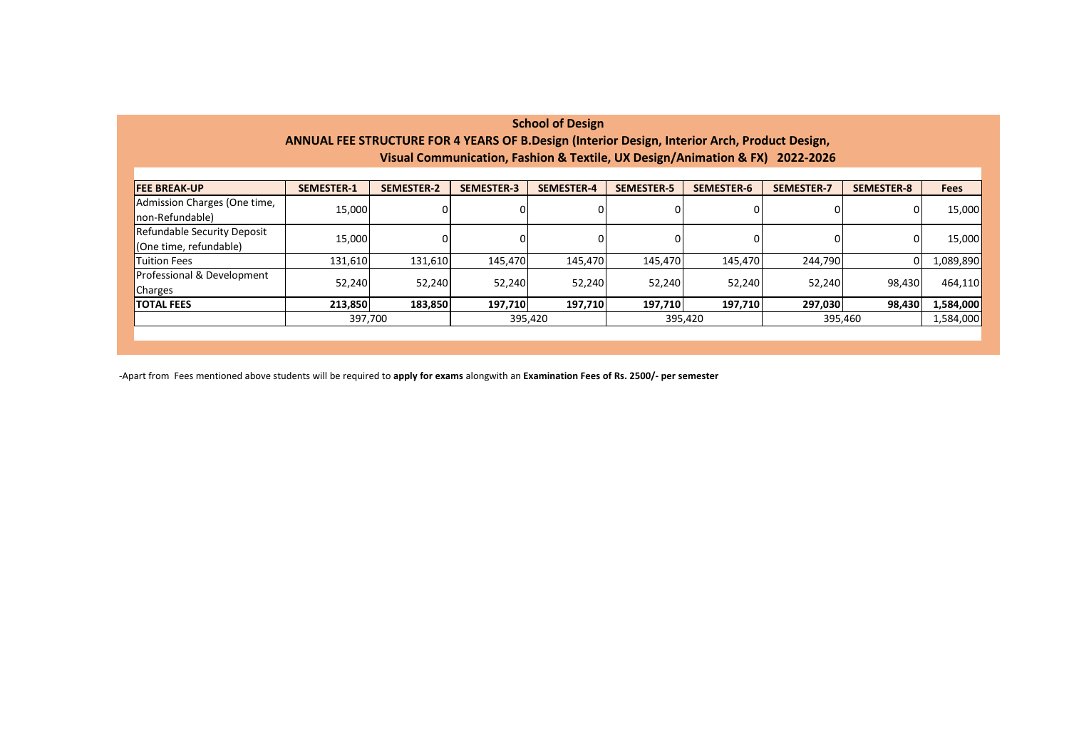## School of Design

### ANNUAL FEE STRUCTURE FOR 4 YEARS OF B.Design (Interior Design, Interior Arch, Product Design, Visual Communication, Fashion & Textile, UX Design/Animation & FX) 2022-2026

| FEE BREAK-UP | SEMESTER-1 | SEMESTER-2 | SEMESTER-3 | SEMESTER-4 | SEMESTER-5 | SEMESTER-6 | SEMESTER-7 | SEMESTER-8 | Fees |
|---|---|---|---|---|---|---|---|---|---|
| Admission Charges (One time, non-Refundable) | 15,000 | 0 | 0 | 0 | 0 | 0 | 0 | 0 | 15,000 |
| Refundable Security Deposit (One time, refundable) | 15,000 | 0 | 0 | 0 | 0 | 0 | 0 | 0 | 15,000 |
| Tuition Fees | 131,610 | 131,610 | 145,470 | 145,470 | 145,470 | 145,470 | 244,790 | 0 | 1,089,890 |
| Professional & Development Charges | 52,240 | 52,240 | 52,240 | 52,240 | 52,240 | 52,240 | 52,240 | 98,430 | 464,110 |
| **TOTAL FEES** | **213,850** | **183,850** | **197,710** | **197,710** | **197,710** | **197,710** | **297,030** | **98,430** | **1,584,000** |
| | 397,700 | | 395,420 | | 395,420 | | 395,460 | | 1,584,000 |

-Apart from Fees mentioned above students will be required to **apply for exams** alongwith an **Examination Fees of Rs. 2500/- per semester**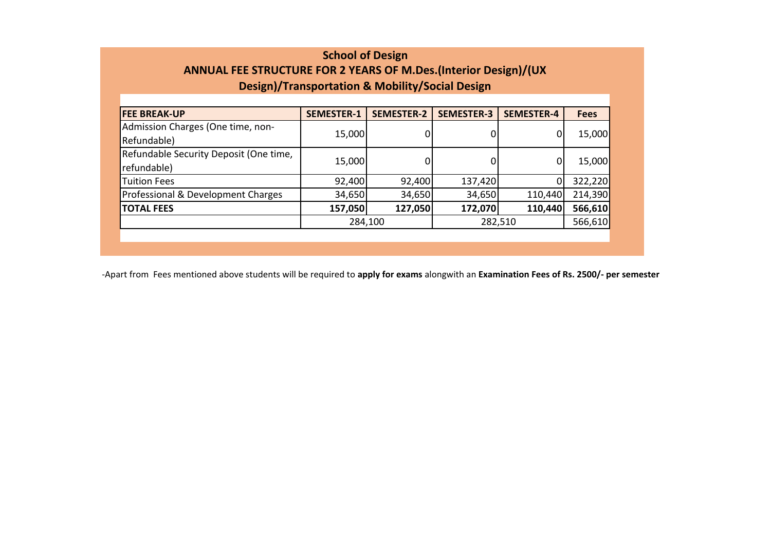**School of Design**

**ANNUAL FEE STRUCTURE FOR 2 YEARS OF M.Des.(Interior Design)/(UX Design)/Transportation & Mobility/Social Design**

| FEE BREAK-UP | SEMESTER-1 | SEMESTER-2 | SEMESTER-3 | SEMESTER-4 | Fees |
|---|---|---|---|---|---|
| Admission Charges (One time, non-Refundable) | 15,000 | 0 | 0 | 0 | 15,000 |
| Refundable Security Deposit (One time, refundable) | 15,000 | 0 | 0 | 0 | 15,000 |
| Tuition Fees | 92,400 | 92,400 | 137,420 | 0 | 322,220 |
| Professional & Development Charges | 34,650 | 34,650 | 34,650 | 110,440 | 214,390 |
| **TOTAL FEES** | **157,050** | **127,050** | **172,070** | **110,440** | **566,610** |
| | 284,100 | | 282,510 | | 566,610 |

-Apart from Fees mentioned above students will be required to **apply for exams** alongwith an **Examination Fees of Rs. 2500/- per semester**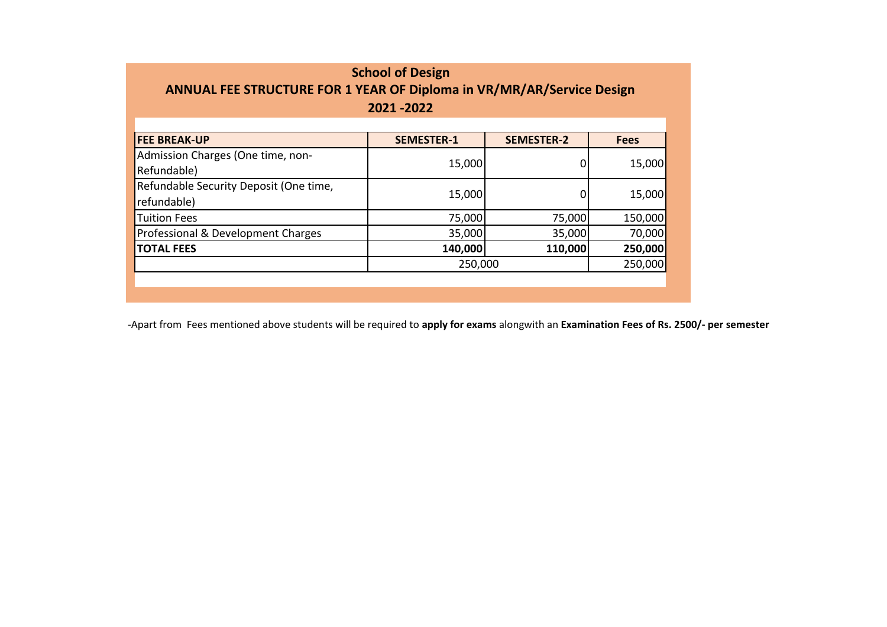**School of Design**

**ANNUAL FEE STRUCTURE FOR 1 YEAR OF Diploma in VR/MR/AR/Service Design**

**2021 -2022**

| FEE BREAK-UP | SEMESTER-1 | SEMESTER-2 | Fees |
|---|---|---|---|
| Admission Charges (One time, non-Refundable) | 15,000 | 0 | 15,000 |
| Refundable Security Deposit (One time, refundable) | 15,000 | 0 | 15,000 |
| Tuition Fees | 75,000 | 75,000 | 150,000 |
| Professional & Development Charges | 35,000 | 35,000 | 70,000 |
| **TOTAL FEES** | **140,000** | **110,000** | **250,000** |
| | 250,000 | | 250,000 |

-Apart from Fees mentioned above students will be required to **apply for exams** alongwith an **Examination Fees of Rs. 2500/- per semester**